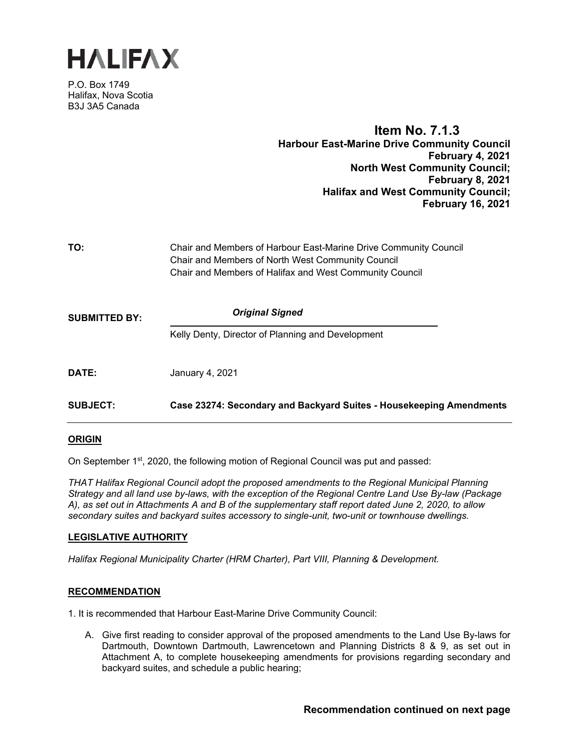# HALIFAX

P.O. Box 1749
Halifax, Nova Scotia
B3J 3A5 Canada

**Item No. 7.1.3**
**Harbour East-Marine Drive Community Council**
**February 4, 2021**
**North West Community Council;**
**February 8, 2021**
**Halifax and West Community Council;**
**February 16, 2021**

**TO:** Chair and Members of Harbour East-Marine Drive Community Council
Chair and Members of North West Community Council
Chair and Members of Halifax and West Community Council

**SUBMITTED BY:** ***Original Signed***

Kelly Denty, Director of Planning and Development

**DATE:** January 4, 2021

**SUBJECT: Case 23274: Secondary and Backyard Suites - Housekeeping Amendments**

## ORIGIN

On September 1st, 2020, the following motion of Regional Council was put and passed:

*THAT Halifax Regional Council adopt the proposed amendments to the Regional Municipal Planning Strategy and all land use by-laws, with the exception of the Regional Centre Land Use By-law (Package A), as set out in Attachments A and B of the supplementary staff report dated June 2, 2020, to allow secondary suites and backyard suites accessory to single-unit, two-unit or townhouse dwellings.*

## LEGISLATIVE AUTHORITY

*Halifax Regional Municipality Charter (HRM Charter), Part VIII, Planning & Development.*

## RECOMMENDATION

1. It is recommended that Harbour East-Marine Drive Community Council:

   A. Give first reading to consider approval of the proposed amendments to the Land Use By-laws for Dartmouth, Downtown Dartmouth, Lawrencetown and Planning Districts 8 & 9, as set out in Attachment A, to complete housekeeping amendments for provisions regarding secondary and backyard suites, and schedule a public hearing;

**Recommendation continued on next page**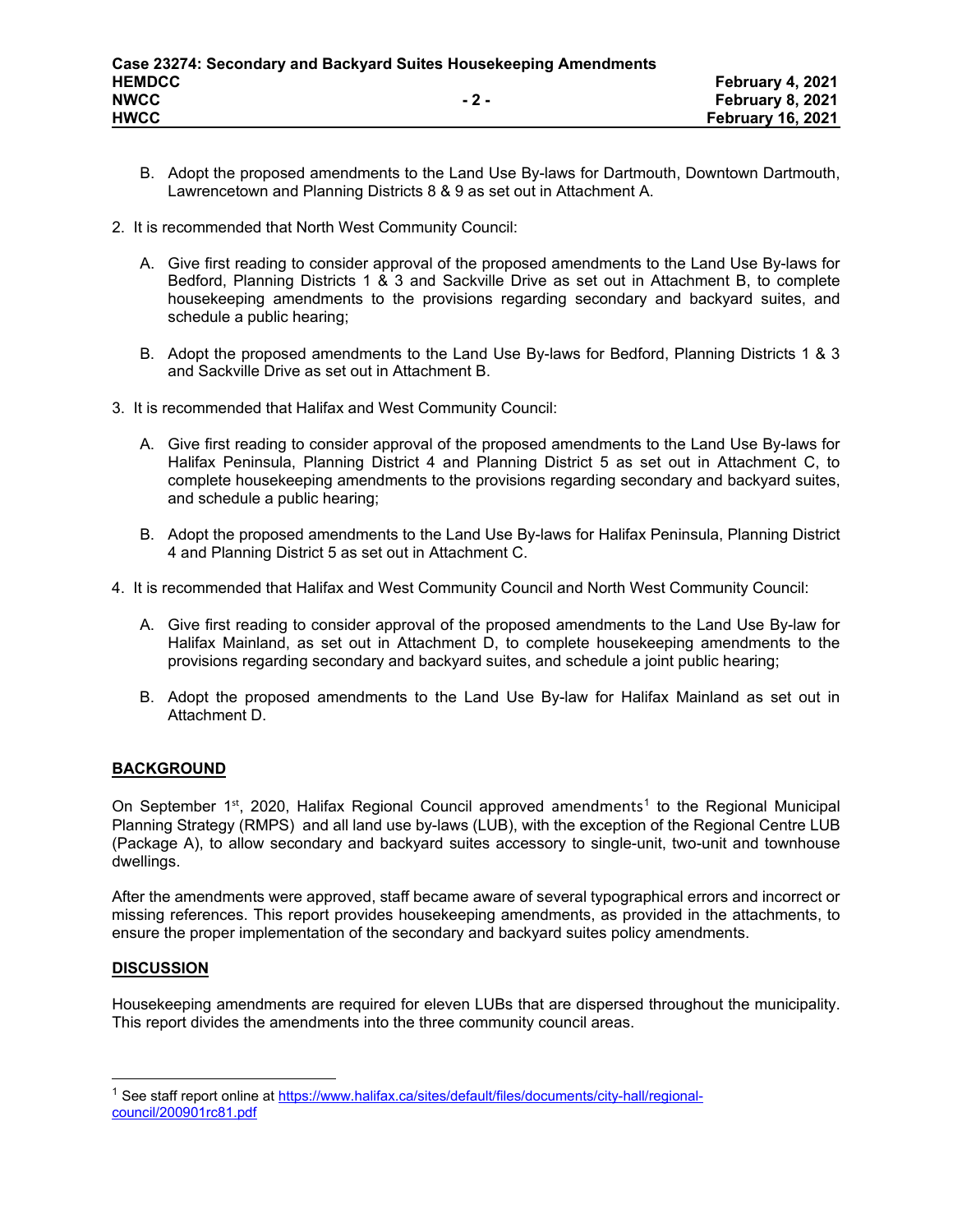B. Adopt the proposed amendments to the Land Use By-laws for Dartmouth, Downtown Dartmouth, Lawrencetown and Planning Districts 8 & 9 as set out in Attachment A.

2. It is recommended that North West Community Council:

   A. Give first reading to consider approval of the proposed amendments to the Land Use By-laws for Bedford, Planning Districts 1 & 3 and Sackville Drive as set out in Attachment B, to complete housekeeping amendments to the provisions regarding secondary and backyard suites, and schedule a public hearing;

   B. Adopt the proposed amendments to the Land Use By-laws for Bedford, Planning Districts 1 & 3 and Sackville Drive as set out in Attachment B.

3. It is recommended that Halifax and West Community Council:

   A. Give first reading to consider approval of the proposed amendments to the Land Use By-laws for Halifax Peninsula, Planning District 4 and Planning District 5 as set out in Attachment C, to complete housekeeping amendments to the provisions regarding secondary and backyard suites, and schedule a public hearing;

   B. Adopt the proposed amendments to the Land Use By-laws for Halifax Peninsula, Planning District 4 and Planning District 5 as set out in Attachment C.

4. It is recommended that Halifax and West Community Council and North West Community Council:

   A. Give first reading to consider approval of the proposed amendments to the Land Use By-law for Halifax Mainland, as set out in Attachment D, to complete housekeeping amendments to the provisions regarding secondary and backyard suites, and schedule a joint public hearing;

   B. Adopt the proposed amendments to the Land Use By-law for Halifax Mainland as set out in Attachment D.

## BACKGROUND

On September 1st, 2020, Halifax Regional Council approved amendments[1] to the Regional Municipal Planning Strategy (RMPS) and all land use by-laws (LUB), with the exception of the Regional Centre LUB (Package A), to allow secondary and backyard suites accessory to single-unit, two-unit and townhouse dwellings.

After the amendments were approved, staff became aware of several typographical errors and incorrect or missing references. This report provides housekeeping amendments, as provided in the attachments, to ensure the proper implementation of the secondary and backyard suites policy amendments.

## DISCUSSION

Housekeeping amendments are required for eleven LUBs that are dispersed throughout the municipality. This report divides the amendments into the three community council areas.

[1] See staff report online at https://www.halifax.ca/sites/default/files/documents/city-hall/regional-council/200901rc81.pdf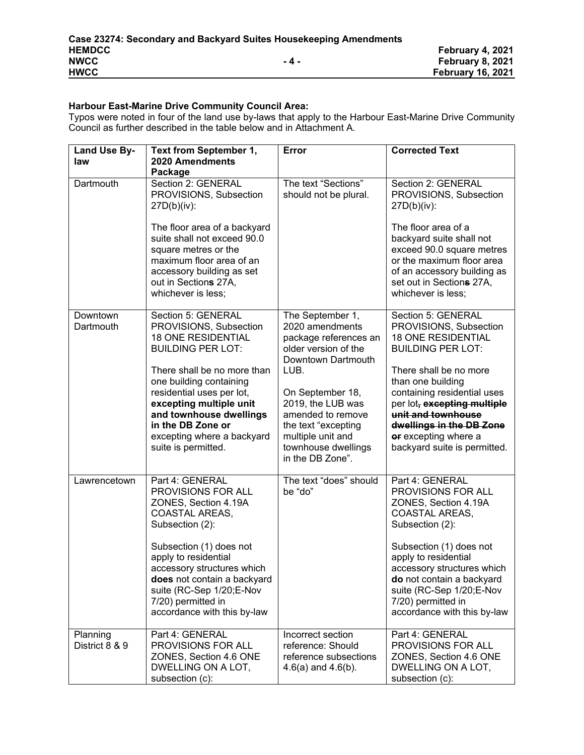**Harbour East-Marine Drive Community Council Area:**
Typos were noted in four of the land use by-laws that apply to the Harbour East-Marine Drive Community Council as further described in the table below and in Attachment A.

| Land Use By-law | Text from September 1, 2020 Amendments Package | Error | Corrected Text |
|---|---|---|---|
| Dartmouth | Section 2: GENERAL PROVISIONS, Subsection 27D(b)(iv):<br><br>The floor area of a backyard suite shall not exceed 90.0 square metres or the maximum floor area of an accessory building as set out in Section**s** 27A, whichever is less; | The text "Sections" should not be plural. | Section 2: GENERAL PROVISIONS, Subsection 27D(b)(iv):<br><br>The floor area of a backyard suite shall not exceed 90.0 square metres or the maximum floor area of an accessory building as set out in Section~~s~~ 27A, whichever is less; |
| Downtown Dartmouth | Section 5: GENERAL PROVISIONS, Subsection 18 ONE RESIDENTIAL BUILDING PER LOT:<br><br>There shall be no more than one building containing residential uses per lot, **excepting multiple unit and townhouse dwellings in the DB Zone or** excepting where a backyard suite is permitted. | The September 1, 2020 amendments package references an older version of the Downtown Dartmouth LUB.<br><br>On September 18, 2019, the LUB was amended to remove the text "excepting multiple unit and townhouse dwellings in the DB Zone". | Section 5: GENERAL PROVISIONS, Subsection 18 ONE RESIDENTIAL BUILDING PER LOT:<br><br>There shall be no more than one building containing residential uses per lot~~, **excepting multiple unit and townhouse dwellings in the DB Zone or**~~ excepting where a backyard suite is permitted. |
| Lawrencetown | Part 4: GENERAL PROVISIONS FOR ALL ZONES, Section 4.19A COASTAL AREAS, Subsection (2):<br><br>Subsection (1) does not apply to residential accessory structures which **does** not contain a backyard suite (RC-Sep 1/20;E-Nov 7/20) permitted in accordance with this by-law | The text "does" should be "do" | Part 4: GENERAL PROVISIONS FOR ALL ZONES, Section 4.19A COASTAL AREAS, Subsection (2):<br><br>Subsection (1) does not apply to residential accessory structures which **do** not contain a backyard suite (RC-Sep 1/20;E-Nov 7/20) permitted in accordance with this by-law |
| Planning District 8 & 9 | Part 4: GENERAL PROVISIONS FOR ALL ZONES, Section 4.6 ONE DWELLING ON A LOT, subsection (c): | Incorrect section reference: Should reference subsections 4.6(a) and 4.6(b). | Part 4: GENERAL PROVISIONS FOR ALL ZONES, Section 4.6 ONE DWELLING ON A LOT, subsection (c): |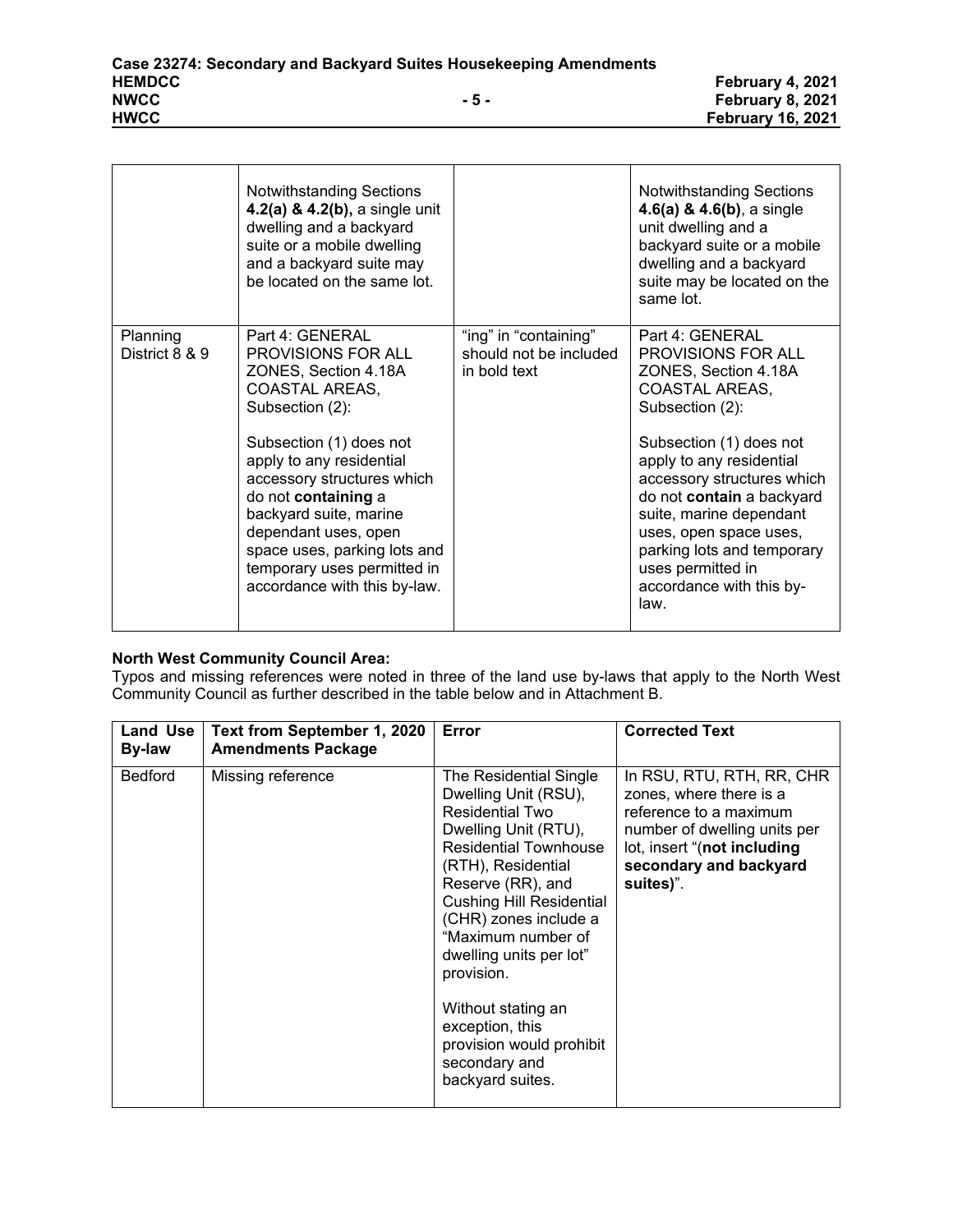| | | | |
|---|---|---|---|
| | Notwithstanding Sections **4.2(a) & 4.2(b),** a single unit dwelling and a backyard suite or a mobile dwelling and a backyard suite may be located on the same lot. | | Notwithstanding Sections **4.6(a) & 4.6(b)**, a single unit dwelling and a backyard suite or a mobile dwelling and a backyard suite may be located on the same lot. |
| Planning District 8 & 9 | Part 4: GENERAL PROVISIONS FOR ALL ZONES, Section 4.18A COASTAL AREAS, Subsection (2):<br><br>Subsection (1) does not apply to any residential accessory structures which do not **containing** a backyard suite, marine dependant uses, open space uses, parking lots and temporary uses permitted in accordance with this by-law. | "ing" in "containing" should not be included in bold text | Part 4: GENERAL PROVISIONS FOR ALL ZONES, Section 4.18A COASTAL AREAS, Subsection (2):<br><br>Subsection (1) does not apply to any residential accessory structures which do not **contain** a backyard suite, marine dependant uses, open space uses, parking lots and temporary uses permitted in accordance with this by-law. |

**North West Community Council Area:**

Typos and missing references were noted in three of the land use by-laws that apply to the North West Community Council as further described in the table below and in Attachment B.

| Land Use By-law | Text from September 1, 2020 Amendments Package | Error | Corrected Text |
|---|---|---|---|
| Bedford | Missing reference | The Residential Single Dwelling Unit (RSU), Residential Two Dwelling Unit (RTU), Residential Townhouse (RTH), Residential Reserve (RR), and Cushing Hill Residential (CHR) zones include a "Maximum number of dwelling units per lot" provision.<br><br>Without stating an exception, this provision would prohibit secondary and backyard suites. | In RSU, RTU, RTH, RR, CHR zones, where there is a reference to a maximum number of dwelling units per lot, insert "(**not including secondary and backyard suites)**". |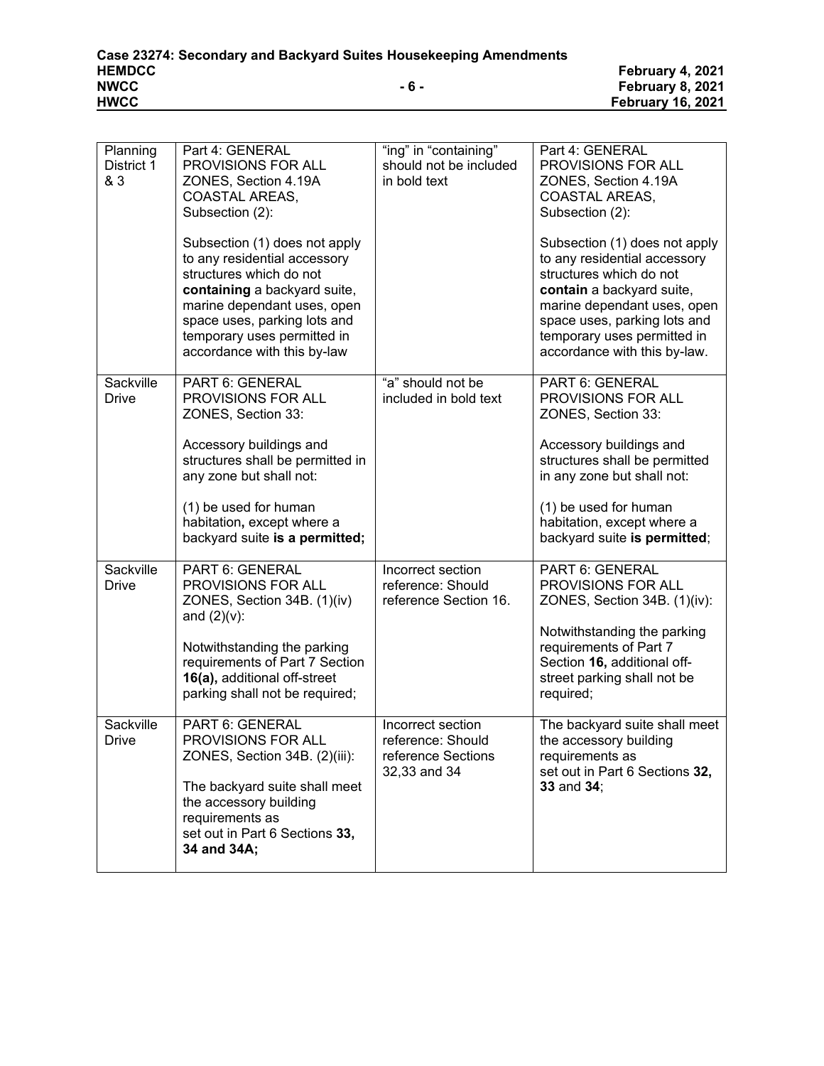| Planning District 1 & 3 | Part 4: GENERAL PROVISIONS FOR ALL ZONES, Section 4.19A COASTAL AREAS, Subsection (2):<br><br>Subsection (1) does not apply to any residential accessory structures which do not **containing** a backyard suite, marine dependant uses, open space uses, parking lots and temporary uses permitted in accordance with this by-law | "ing" in "containing" should not be included in bold text | Part 4: GENERAL PROVISIONS FOR ALL ZONES, Section 4.19A COASTAL AREAS, Subsection (2):<br><br>Subsection (1) does not apply to any residential accessory structures which do not **contain** a backyard suite, marine dependant uses, open space uses, parking lots and temporary uses permitted in accordance with this by-law. |
|---|---|---|---|
| Sackville Drive | PART 6: GENERAL PROVISIONS FOR ALL ZONES, Section 33:<br><br>Accessory buildings and structures shall be permitted in any zone but shall not:<br><br>(1) be used for human habitation**,** except where a backyard suite **is a permitted;** | "a" should not be included in bold text | PART 6: GENERAL PROVISIONS FOR ALL ZONES, Section 33:<br><br>Accessory buildings and structures shall be permitted in any zone but shall not:<br><br>(1) be used for human habitation, except where a backyard suite **is permitted**; |
| Sackville Drive | PART 6: GENERAL PROVISIONS FOR ALL ZONES, Section 34B. (1)(iv) and (2)(v):<br><br>Notwithstanding the parking requirements of Part 7 Section **16(a),** additional off-street parking shall not be required; | Incorrect section reference: Should reference Section 16. | PART 6: GENERAL PROVISIONS FOR ALL ZONES, Section 34B. (1)(iv):<br><br>Notwithstanding the parking requirements of Part 7 Section **16,** additional off-street parking shall not be required; |
| Sackville Drive | PART 6: GENERAL PROVISIONS FOR ALL ZONES, Section 34B. (2)(iii):<br><br>The backyard suite shall meet the accessory building requirements as set out in Part 6 Sections **33, 34 and 34A;** | Incorrect section reference: Should reference Sections 32,33 and 34 | The backyard suite shall meet the accessory building requirements as set out in Part 6 Sections **32, 33** and **34**; |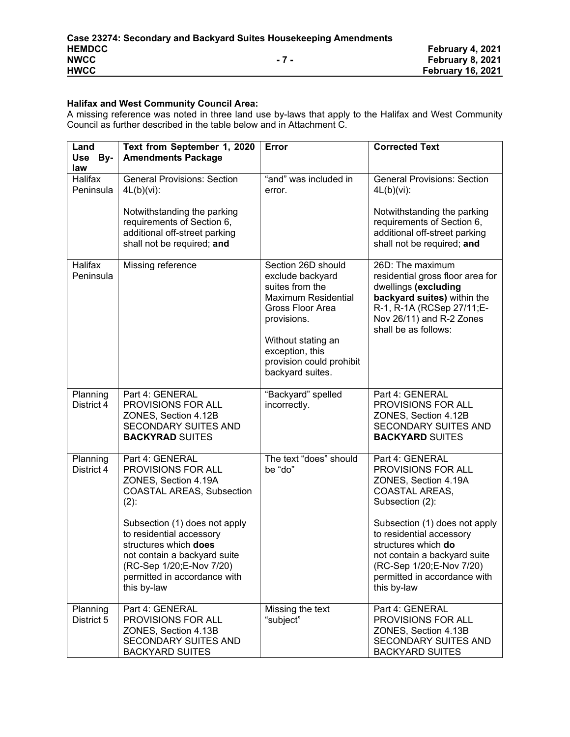**Halifax and West Community Council Area:**

A missing reference was noted in three land use by-laws that apply to the Halifax and West Community Council as further described in the table below and in Attachment C.

| Land Use By-law | Text from September 1, 2020 Amendments Package | Error | Corrected Text |
|---|---|---|---|
| Halifax Peninsula | General Provisions: Section 4L(b)(vi):<br><br>Notwithstanding the parking requirements of Section 6, additional off-street parking shall not be required; **and** | "and" was included in error. | General Provisions: Section 4L(b)(vi):<br><br>Notwithstanding the parking requirements of Section 6, additional off-street parking shall not be required; ~~**and**~~ |
| Halifax Peninsula | Missing reference | Section 26D should exclude backyard suites from the Maximum Residential Gross Floor Area provisions.<br><br>Without stating an exception, this provision could prohibit backyard suites. | 26D: The maximum residential gross floor area for dwellings **(excluding backyard suites)** within the R-1, R-1A (RCSep 27/11;E-Nov 26/11) and R-2 Zones shall be as follows: |
| Planning District 4 | Part 4: GENERAL PROVISIONS FOR ALL ZONES, Section 4.12B SECONDARY SUITES AND **BACKYRAD** SUITES | "Backyard" spelled incorrectly. | Part 4: GENERAL PROVISIONS FOR ALL ZONES, Section 4.12B SECONDARY SUITES AND **BACKYARD** SUITES |
| Planning District 4 | Part 4: GENERAL PROVISIONS FOR ALL ZONES, Section 4.19A COASTAL AREAS, Subsection (2):<br><br>Subsection (1) does not apply to residential accessory structures which **does** not contain a backyard suite (RC-Sep 1/20;E-Nov 7/20) permitted in accordance with this by-law | The text "does" should be "do" | Part 4: GENERAL PROVISIONS FOR ALL ZONES, Section 4.19A COASTAL AREAS, Subsection (2):<br><br>Subsection (1) does not apply to residential accessory structures which **do** not contain a backyard suite (RC-Sep 1/20;E-Nov 7/20) permitted in accordance with this by-law |
| Planning District 5 | Part 4: GENERAL PROVISIONS FOR ALL ZONES, Section 4.13B SECONDARY SUITES AND BACKYARD SUITES | Missing the text "subject" | Part 4: GENERAL PROVISIONS FOR ALL ZONES, Section 4.13B SECONDARY SUITES AND BACKYARD SUITES |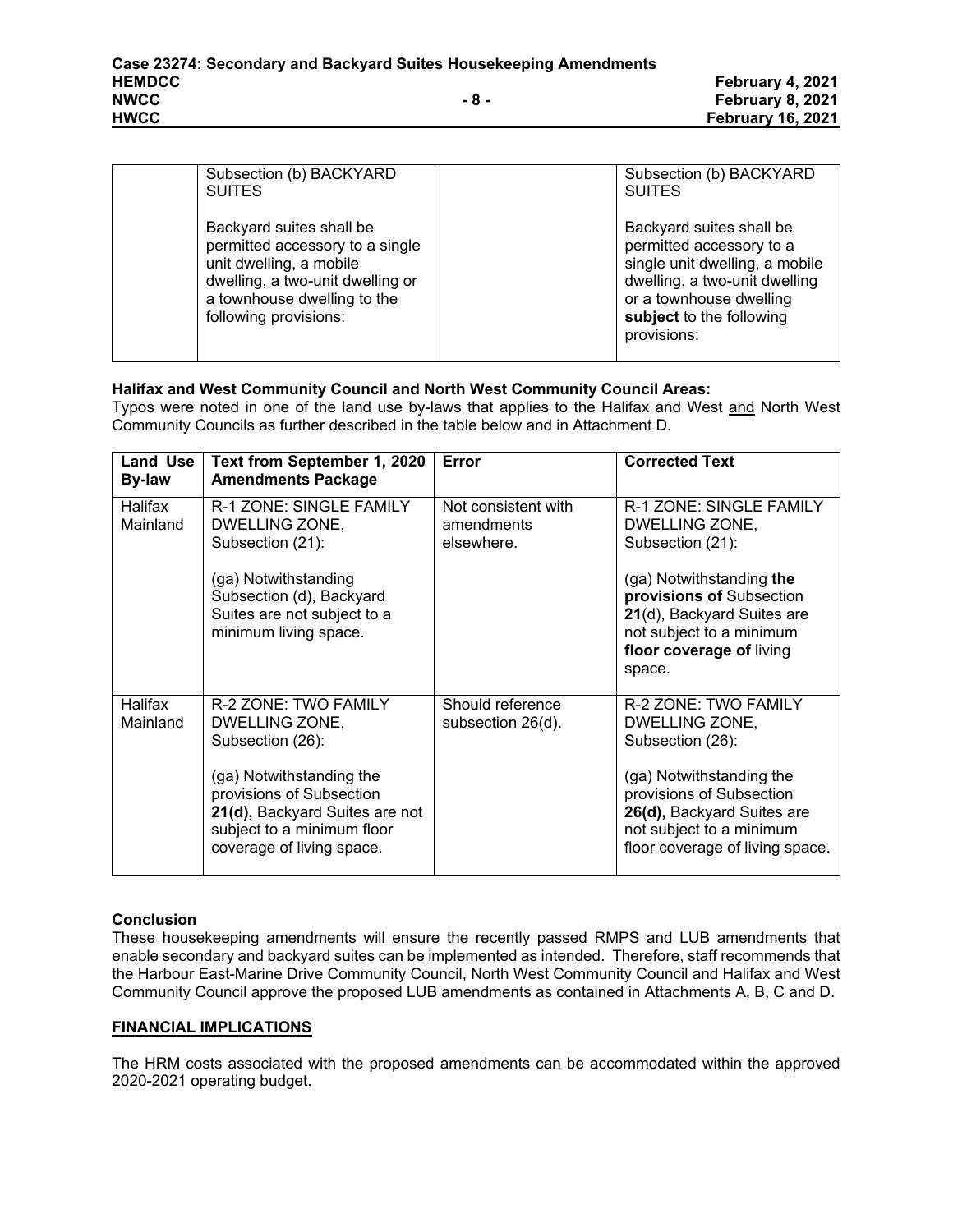| | Subsection (b) BACKYARD SUITES<br><br>Backyard suites shall be permitted accessory to a single unit dwelling, a mobile dwelling, a two-unit dwelling or a townhouse dwelling to the following provisions: | | Subsection (b) BACKYARD SUITES<br><br>Backyard suites shall be permitted accessory to a single unit dwelling, a mobile dwelling, a two-unit dwelling or a townhouse dwelling **subject** to the following provisions: |
|---|---|---|---|

**Halifax and West Community Council and North West Community Council Areas:**
Typos were noted in one of the land use by-laws that applies to the Halifax and West and North West Community Councils as further described in the table below and in Attachment D.

| Land Use By-law | Text from September 1, 2020 Amendments Package | Error | Corrected Text |
|---|---|---|---|
| Halifax Mainland | R-1 ZONE: SINGLE FAMILY DWELLING ZONE, Subsection (21):<br><br>(ga) Notwithstanding Subsection (d), Backyard Suites are not subject to a minimum living space. | Not consistent with amendments elsewhere. | R-1 ZONE: SINGLE FAMILY DWELLING ZONE, Subsection (21):<br><br>(ga) Notwithstanding **the provisions of** Subsection **21**(d), Backyard Suites are not subject to a minimum **floor coverage of** living space. |
| Halifax Mainland | R-2 ZONE: TWO FAMILY DWELLING ZONE, Subsection (26):<br><br>(ga) Notwithstanding the provisions of Subsection **21(d),** Backyard Suites are not subject to a minimum floor coverage of living space. | Should reference subsection 26(d). | R-2 ZONE: TWO FAMILY DWELLING ZONE, Subsection (26):<br><br>(ga) Notwithstanding the provisions of Subsection **26(d),** Backyard Suites are not subject to a minimum floor coverage of living space. |

**Conclusion**
These housekeeping amendments will ensure the recently passed RMPS and LUB amendments that enable secondary and backyard suites can be implemented as intended. Therefore, staff recommends that the Harbour East-Marine Drive Community Council, North West Community Council and Halifax and West Community Council approve the proposed LUB amendments as contained in Attachments A, B, C and D.

## FINANCIAL IMPLICATIONS

The HRM costs associated with the proposed amendments can be accommodated within the approved 2020-2021 operating budget.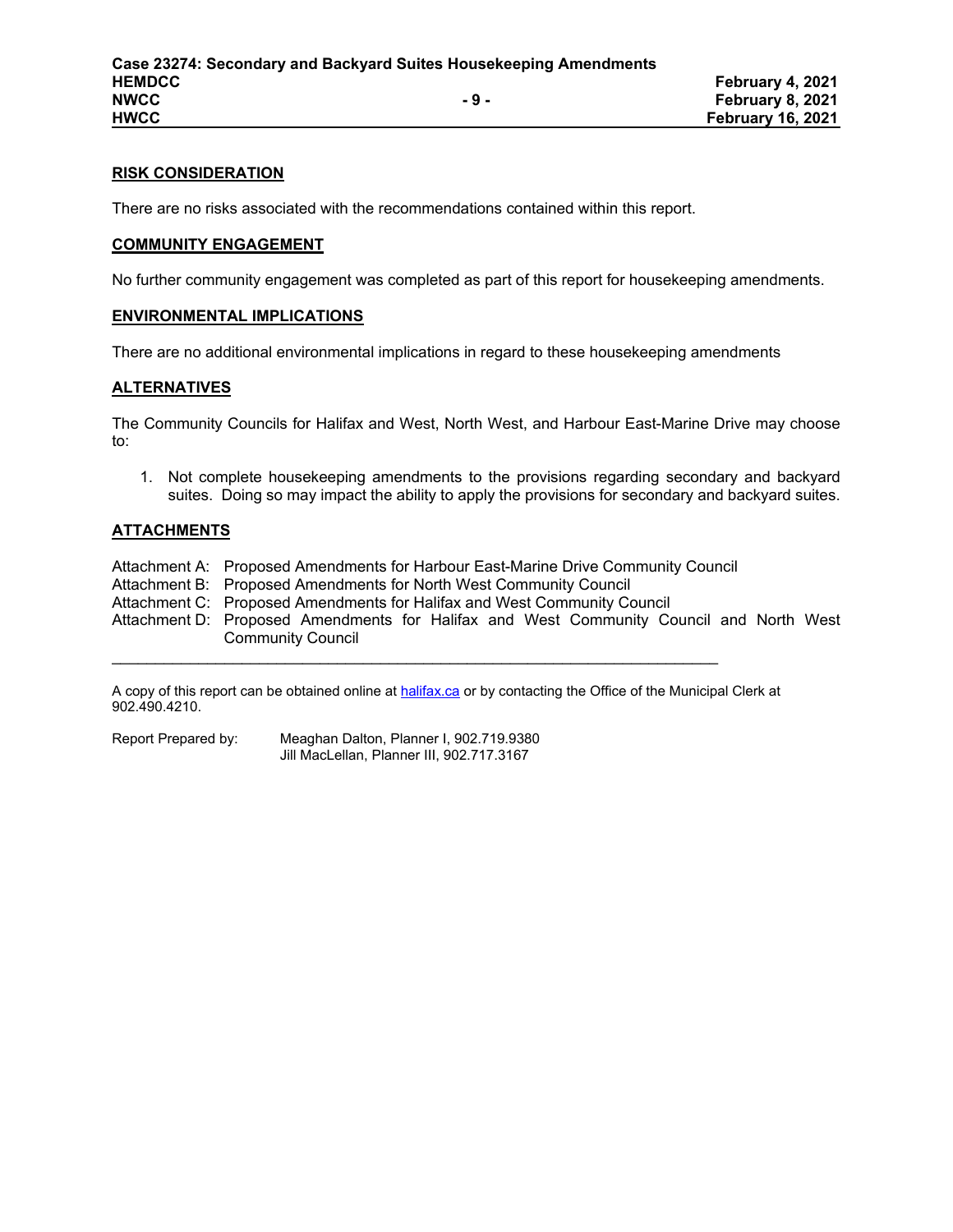## RISK CONSIDERATION

There are no risks associated with the recommendations contained within this report.

## COMMUNITY ENGAGEMENT

No further community engagement was completed as part of this report for housekeeping amendments.

## ENVIRONMENTAL IMPLICATIONS

There are no additional environmental implications in regard to these housekeeping amendments

## ALTERNATIVES

The Community Councils for Halifax and West, North West, and Harbour East-Marine Drive may choose to:

1. Not complete housekeeping amendments to the provisions regarding secondary and backyard suites. Doing so may impact the ability to apply the provisions for secondary and backyard suites.

## ATTACHMENTS

Attachment A: Proposed Amendments for Harbour East-Marine Drive Community Council
Attachment B: Proposed Amendments for North West Community Council
Attachment C: Proposed Amendments for Halifax and West Community Council
Attachment D: Proposed Amendments for Halifax and West Community Council and North West Community Council

---

A copy of this report can be obtained online at halifax.ca or by contacting the Office of the Municipal Clerk at 902.490.4210.

Report Prepared by: Meaghan Dalton, Planner I, 902.719.9380
Jill MacLellan, Planner III, 902.717.3167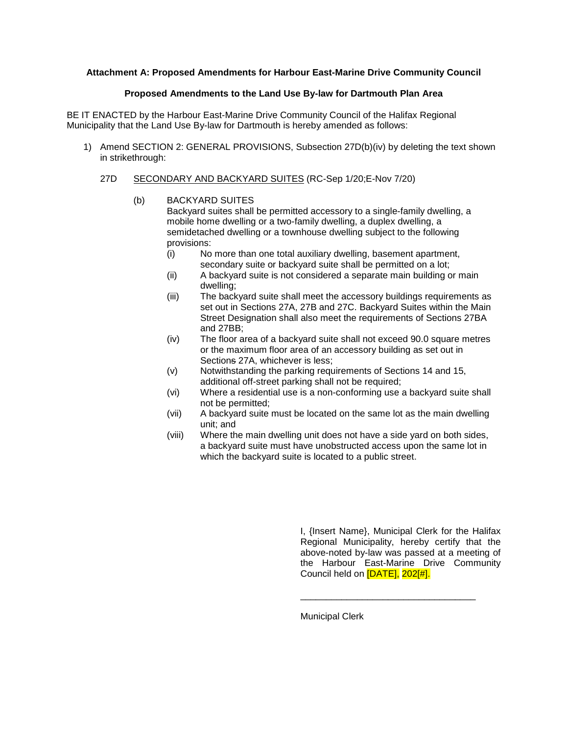**Attachment A: Proposed Amendments for Harbour East-Marine Drive Community Council**

**Proposed Amendments to the Land Use By-law for Dartmouth Plan Area**

BE IT ENACTED by the Harbour East-Marine Drive Community Council of the Halifax Regional Municipality that the Land Use By-law for Dartmouth is hereby amended as follows:

1) Amend SECTION 2: GENERAL PROVISIONS, Subsection 27D(b)(iv) by deleting the text shown in strikethrough:

27D <u>SECONDARY AND BACKYARD SUITES</u> (RC-Sep 1/20;E-Nov 7/20)

(b) BACKYARD SUITES

Backyard suites shall be permitted accessory to a single-family dwelling, a mobile home dwelling or a two-family dwelling, a duplex dwelling, a semidetached dwelling or a townhouse dwelling subject to the following provisions:

(i) No more than one total auxiliary dwelling, basement apartment, secondary suite or backyard suite shall be permitted on a lot;

(ii) A backyard suite is not considered a separate main building or main dwelling;

(iii) The backyard suite shall meet the accessory buildings requirements as set out in Sections 27A, 27B and 27C. Backyard Suites within the Main Street Designation shall also meet the requirements of Sections 27BA and 27BB;

(iv) The floor area of a backyard suite shall not exceed 90.0 square metres or the maximum floor area of an accessory building as set out in Section~~s~~ 27A, whichever is less;

(v) Notwithstanding the parking requirements of Sections 14 and 15, additional off-street parking shall not be required;

(vi) Where a residential use is a non-conforming use a backyard suite shall not be permitted;

(vii) A backyard suite must be located on the same lot as the main dwelling unit; and

(viii) Where the main dwelling unit does not have a side yard on both sides, a backyard suite must have unobstructed access upon the same lot in which the backyard suite is located to a public street.

I, {Insert Name}, Municipal Clerk for the Halifax Regional Municipality, hereby certify that the above-noted by-law was passed at a meeting of the Harbour East-Marine Drive Community Council held on [DATE], 202[#].

\_\_\_\_\_\_\_\_\_\_\_\_\_\_\_\_\_\_\_\_\_\_\_\_\_\_\_\_\_\_\_\_\_\_

Municipal Clerk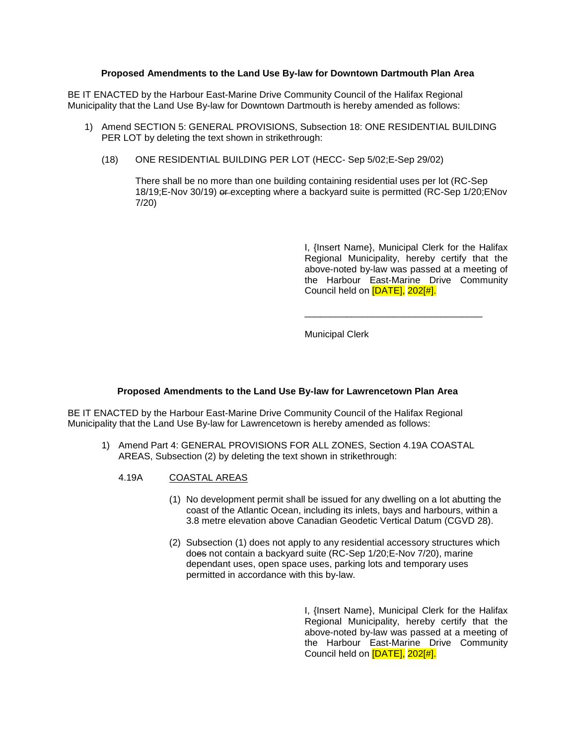**Proposed Amendments to the Land Use By-law for Downtown Dartmouth Plan Area**

BE IT ENACTED by the Harbour East-Marine Drive Community Council of the Halifax Regional Municipality that the Land Use By-law for Downtown Dartmouth is hereby amended as follows:

1) Amend SECTION 5: GENERAL PROVISIONS, Subsection 18: ONE RESIDENTIAL BUILDING PER LOT by deleting the text shown in strikethrough:

   (18) ONE RESIDENTIAL BUILDING PER LOT (HECC- Sep 5/02;E-Sep 29/02)

   There shall be no more than one building containing residential uses per lot (RC-Sep 18/19;E-Nov 30/19) ~~or~~ excepting where a backyard suite is permitted (RC-Sep 1/20;ENov 7/20)

I, {Insert Name}, Municipal Clerk for the Halifax Regional Municipality, hereby certify that the above-noted by-law was passed at a meeting of the Harbour East-Marine Drive Community Council held on [DATE], 202[#].

\_\_\_\_\_\_\_\_\_\_\_\_\_\_\_\_\_\_\_\_\_\_\_\_\_\_\_\_\_\_\_\_\_\_

Municipal Clerk

**Proposed Amendments to the Land Use By-law for Lawrencetown Plan Area**

BE IT ENACTED by the Harbour East-Marine Drive Community Council of the Halifax Regional Municipality that the Land Use By-law for Lawrencetown is hereby amended as follows:

1) Amend Part 4: GENERAL PROVISIONS FOR ALL ZONES, Section 4.19A COASTAL AREAS, Subsection (2) by deleting the text shown in strikethrough:

   4.19A <u>COASTAL AREAS</u>

   (1) No development permit shall be issued for any dwelling on a lot abutting the coast of the Atlantic Ocean, including its inlets, bays and harbours, within a 3.8 metre elevation above Canadian Geodetic Vertical Datum (CGVD 28).

   (2) Subsection (1) does not apply to any residential accessory structures which do~~es~~ not contain a backyard suite (RC-Sep 1/20;E-Nov 7/20), marine dependant uses, open space uses, parking lots and temporary uses permitted in accordance with this by-law.

I, {Insert Name}, Municipal Clerk for the Halifax Regional Municipality, hereby certify that the above-noted by-law was passed at a meeting of the Harbour East-Marine Drive Community Council held on [DATE], 202[#].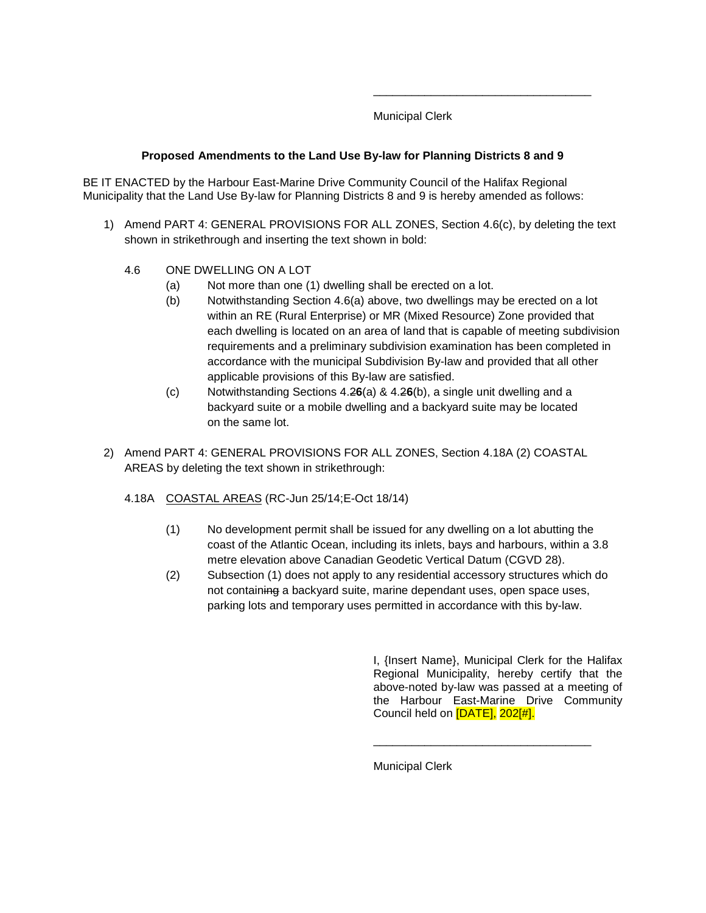\_\_\_\_\_\_\_\_\_\_\_\_\_\_\_\_\_\_\_\_\_\_\_\_\_\_\_\_\_\_\_\_\_\_

Municipal Clerk

**Proposed Amendments to the Land Use By-law for Planning Districts 8 and 9**

BE IT ENACTED by the Harbour East-Marine Drive Community Council of the Halifax Regional Municipality that the Land Use By-law for Planning Districts 8 and 9 is hereby amended as follows:

1) Amend PART 4: GENERAL PROVISIONS FOR ALL ZONES, Section 4.6(c), by deleting the text shown in strikethrough and inserting the text shown in bold:

   4.6 ONE DWELLING ON A LOT

   (a) Not more than one (1) dwelling shall be erected on a lot.

   (b) Notwithstanding Section 4.6(a) above, two dwellings may be erected on a lot within an RE (Rural Enterprise) or MR (Mixed Resource) Zone provided that each dwelling is located on an area of land that is capable of meeting subdivision requirements and a preliminary subdivision examination has been completed in accordance with the municipal Subdivision By-law and provided that all other applicable provisions of this By-law are satisfied.

   (c) Notwithstanding Sections 4.~~2~~**6**(a) & 4.~~2~~**6**(b), a single unit dwelling and a backyard suite or a mobile dwelling and a backyard suite may be located on the same lot.

2) Amend PART 4: GENERAL PROVISIONS FOR ALL ZONES, Section 4.18A (2) COASTAL AREAS by deleting the text shown in strikethrough:

   4.18A <u>COASTAL AREAS</u> (RC-Jun 25/14;E-Oct 18/14)

   (1) No development permit shall be issued for any dwelling on a lot abutting the coast of the Atlantic Ocean, including its inlets, bays and harbours, within a 3.8 metre elevation above Canadian Geodetic Vertical Datum (CGVD 28).

   (2) Subsection (1) does not apply to any residential accessory structures which do not contain~~ing~~ a backyard suite, marine dependant uses, open space uses, parking lots and temporary uses permitted in accordance with this by-law.

I, {Insert Name}, Municipal Clerk for the Halifax Regional Municipality, hereby certify that the above-noted by-law was passed at a meeting of the Harbour East-Marine Drive Community Council held on [DATE], 202[#].

\_\_\_\_\_\_\_\_\_\_\_\_\_\_\_\_\_\_\_\_\_\_\_\_\_\_\_\_\_\_\_\_\_\_

Municipal Clerk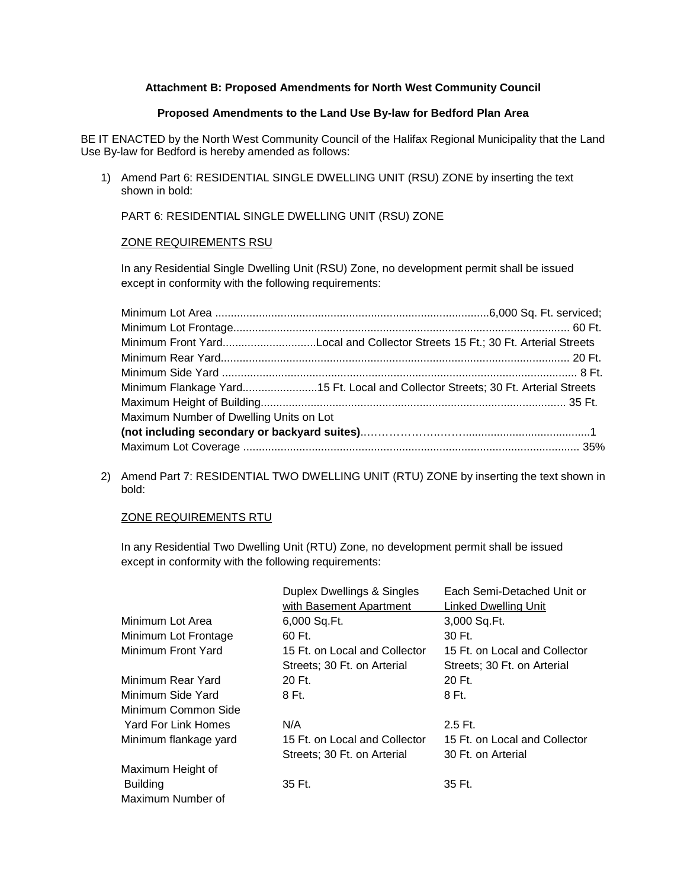**Attachment B: Proposed Amendments for North West Community Council**

**Proposed Amendments to the Land Use By-law for Bedford Plan Area**

BE IT ENACTED by the North West Community Council of the Halifax Regional Municipality that the Land Use By-law for Bedford is hereby amended as follows:

1) Amend Part 6: RESIDENTIAL SINGLE DWELLING UNIT (RSU) ZONE by inserting the text shown in bold:

   PART 6: RESIDENTIAL SINGLE DWELLING UNIT (RSU) ZONE

   ZONE REQUIREMENTS RSU

   In any Residential Single Dwelling Unit (RSU) Zone, no development permit shall be issued except in conformity with the following requirements:

   Minimum Lot Area ........................................................................................6,000 Sq. Ft. serviced;
   Minimum Lot Frontage............................................................................................................ 60 Ft.
   Minimum Front Yard..............................Local and Collector Streets 15 Ft.; 30 Ft. Arterial Streets
   Minimum Rear Yard................................................................................................................ 20 Ft.
   Minimum Side Yard .................................................................................................................. 8 Ft.
   Minimum Flankage Yard........................15 Ft. Local and Collector Streets; 30 Ft. Arterial Streets
   Maximum Height of Building.................................................................................................. 35 Ft.
   Maximum Number of Dwelling Units on Lot
   **(not including secondary or backyard suites)**..…………………….........................................1
   Maximum Lot Coverage ........................................................................................................... 35%

2) Amend Part 7: RESIDENTIAL TWO DWELLING UNIT (RTU) ZONE by inserting the text shown in bold:

   ZONE REQUIREMENTS RTU

   In any Residential Two Dwelling Unit (RTU) Zone, no development permit shall be issued except in conformity with the following requirements:

| | Duplex Dwellings & Singles with Basement Apartment | Each Semi-Detached Unit or Linked Dwelling Unit |
|---|---|---|
| Minimum Lot Area | 6,000 Sq.Ft. | 3,000 Sq.Ft. |
| Minimum Lot Frontage | 60 Ft. | 30 Ft. |
| Minimum Front Yard | 15 Ft. on Local and Collector Streets; 30 Ft. on Arterial | 15 Ft. on Local and Collector Streets; 30 Ft. on Arterial |
| Minimum Rear Yard | 20 Ft. | 20 Ft. |
| Minimum Side Yard | 8 Ft. | 8 Ft. |
| Minimum Common Side Yard For Link Homes | N/A | 2.5 Ft. |
| Minimum flankage yard | 15 Ft. on Local and Collector Streets; 30 Ft. on Arterial | 15 Ft. on Local and Collector 30 Ft. on Arterial |
| Maximum Height of Building | 35 Ft. | 35 Ft. |
| Maximum Number of | | |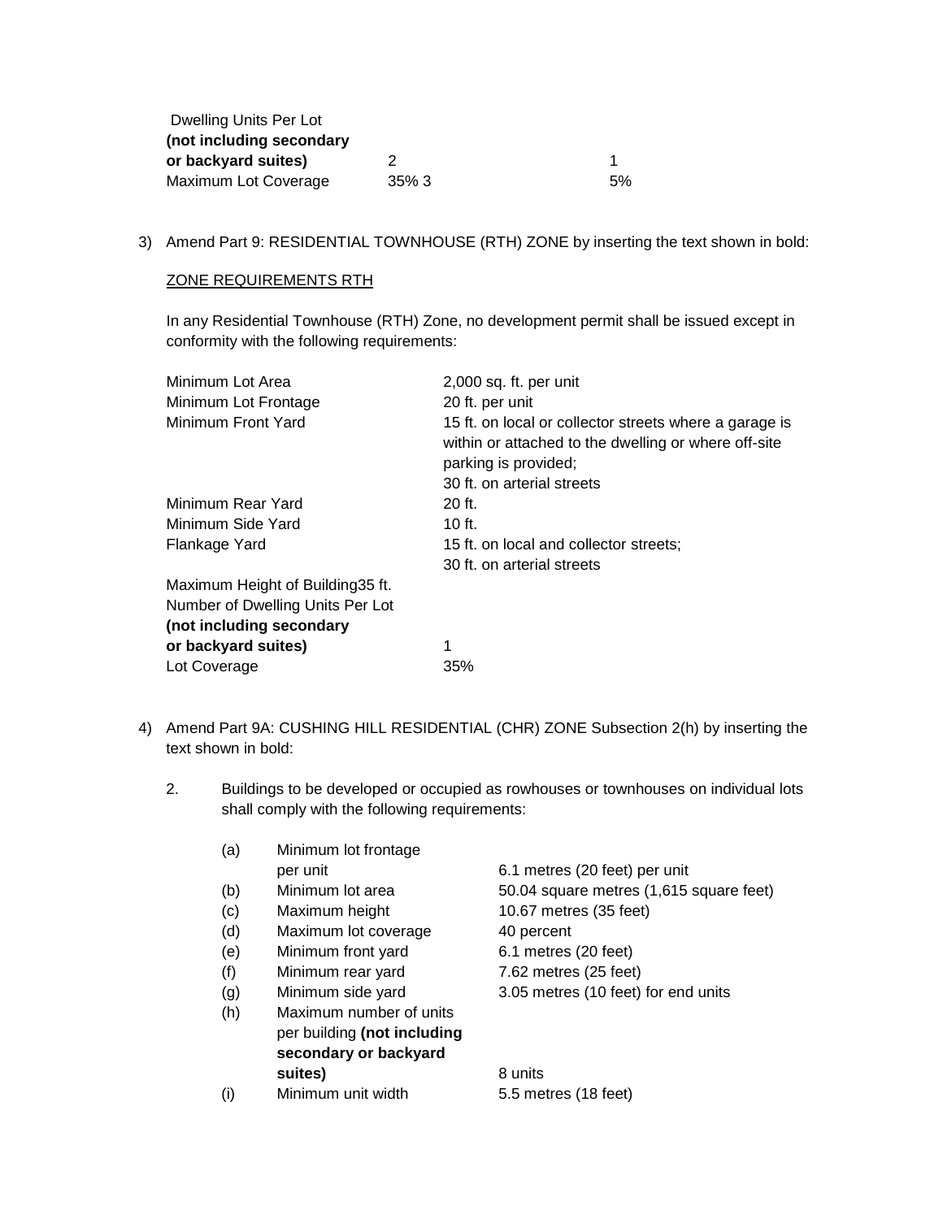| | | |
|---|---|---|
| Dwelling Units Per Lot **(not including secondary or backyard suites)** | 2 | 1 |
| Maximum Lot Coverage | 35% 3 | 5% |

3) Amend Part 9: RESIDENTIAL TOWNHOUSE (RTH) ZONE by inserting the text shown in bold:

<u>ZONE REQUIREMENTS RTH</u>

In any Residential Townhouse (RTH) Zone, no development permit shall be issued except in conformity with the following requirements:

| | |
|---|---|
| Minimum Lot Area | 2,000 sq. ft. per unit |
| Minimum Lot Frontage | 20 ft. per unit |
| Minimum Front Yard | 15 ft. on local or collector streets where a garage is within or attached to the dwelling or where off-site parking is provided;<br>30 ft. on arterial streets |
| Minimum Rear Yard | 20 ft. |
| Minimum Side Yard | 10 ft. |
| Flankage Yard | 15 ft. on local and collector streets;<br>30 ft. on arterial streets |
| Maximum Height of Building | 35 ft. |
| Number of Dwelling Units Per Lot **(not including secondary or backyard suites)** | 1 |
| Lot Coverage | 35% |

4) Amend Part 9A: CUSHING HILL RESIDENTIAL (CHR) ZONE Subsection 2(h) by inserting the text shown in bold:

2. Buildings to be developed or occupied as rowhouses or townhouses on individual lots shall comply with the following requirements:

| | | |
|---|---|---|
| (a) | Minimum lot frontage per unit | 6.1 metres (20 feet) per unit |
| (b) | Minimum lot area | 50.04 square metres (1,615 square feet) |
| (c) | Maximum height | 10.67 metres (35 feet) |
| (d) | Maximum lot coverage | 40 percent |
| (e) | Minimum front yard | 6.1 metres (20 feet) |
| (f) | Minimum rear yard | 7.62 metres (25 feet) |
| (g) | Minimum side yard | 3.05 metres (10 feet) for end units |
| (h) | Maximum number of units per building **(not including secondary or backyard suites)** | 8 units |
| (i) | Minimum unit width | 5.5 metres (18 feet) |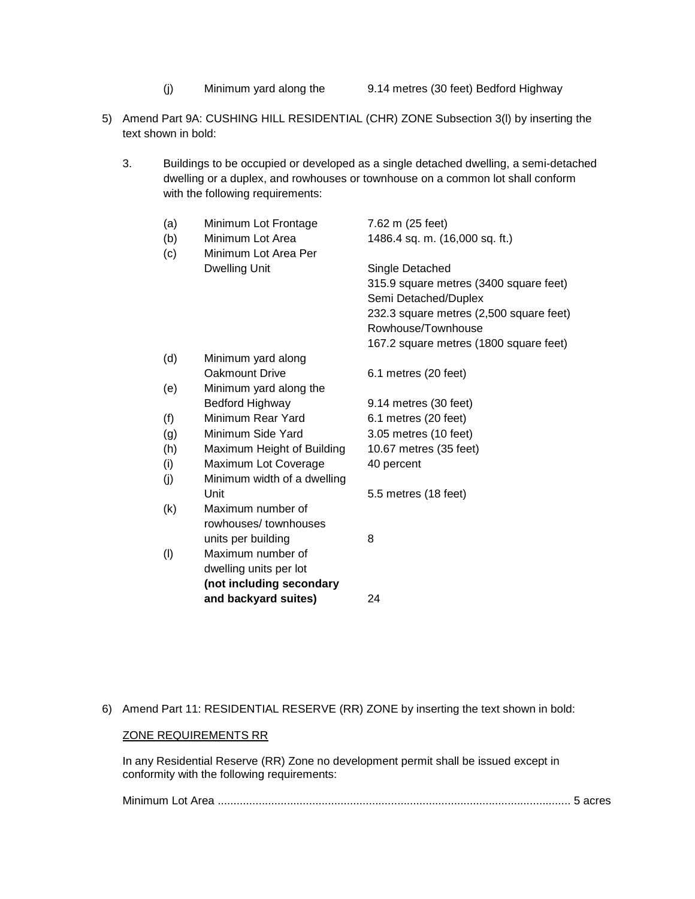(j) Minimum yard along the 9.14 metres (30 feet) Bedford Highway

5) Amend Part 9A: CUSHING HILL RESIDENTIAL (CHR) ZONE Subsection 3(l) by inserting the text shown in bold:

3. Buildings to be occupied or developed as a single detached dwelling, a semi-detached dwelling or a duplex, and rowhouses or townhouse on a common lot shall conform with the following requirements:

| | | |
|---|---|---|
| (a) | Minimum Lot Frontage | 7.62 m (25 feet) |
| (b) | Minimum Lot Area | 1486.4 sq. m. (16,000 sq. ft.) |
| (c) | Minimum Lot Area Per Dwelling Unit | Single Detached<br>315.9 square metres (3400 square feet)<br>Semi Detached/Duplex<br>232.3 square metres (2,500 square feet)<br>Rowhouse/Townhouse<br>167.2 square metres (1800 square feet) |
| (d) | Minimum yard along Oakmount Drive | 6.1 metres (20 feet) |
| (e) | Minimum yard along the Bedford Highway | 9.14 metres (30 feet) |
| (f) | Minimum Rear Yard | 6.1 metres (20 feet) |
| (g) | Minimum Side Yard | 3.05 metres (10 feet) |
| (h) | Maximum Height of Building | 10.67 metres (35 feet) |
| (i) | Maximum Lot Coverage | 40 percent |
| (j) | Minimum width of a dwelling Unit | 5.5 metres (18 feet) |
| (k) | Maximum number of rowhouses/ townhouses units per building | 8 |
| (l) | Maximum number of dwelling units per lot **(not including secondary and backyard suites)** | 24 |

6) Amend Part 11: RESIDENTIAL RESERVE (RR) ZONE by inserting the text shown in bold:

ZONE REQUIREMENTS RR

In any Residential Reserve (RR) Zone no development permit shall be issued except in conformity with the following requirements:

Minimum Lot Area ............................................................................................................ 5 acres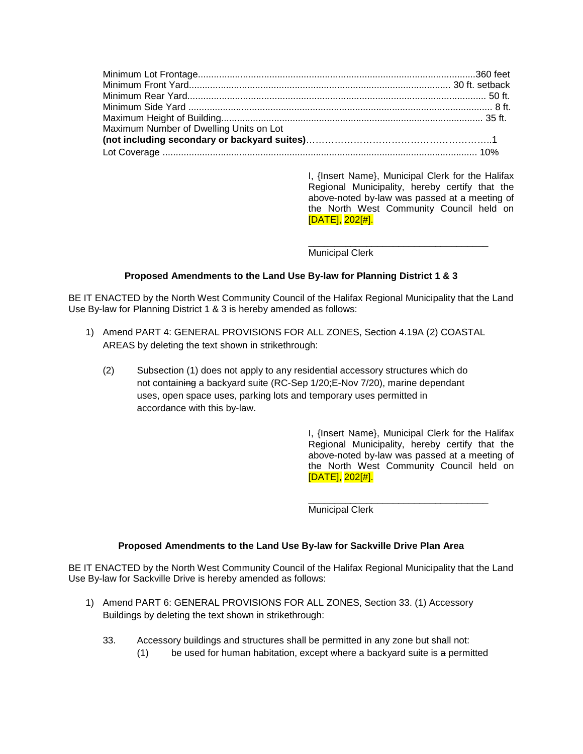Minimum Lot Frontage........................................................................................................360 feet
Minimum Front Yard.................................................................................................. 30 ft. setback
Minimum Rear Yard................................................................................................................. 50 ft.
Minimum Side Yard ................................................................................................................... 8 ft.
Maximum Height of Building................................................................................................. 35 ft.
Maximum Number of Dwelling Units on Lot
**(not including secondary or backyard suites)**……………………………………………………..1
Lot Coverage ........................................................................................................................ 10%

I, {Insert Name}, Municipal Clerk for the Halifax Regional Municipality, hereby certify that the above-noted by-law was passed at a meeting of the North West Community Council held on [DATE], 202[#].

___________________________________
Municipal Clerk

### Proposed Amendments to the Land Use By-law for Planning District 1 & 3

BE IT ENACTED by the North West Community Council of the Halifax Regional Municipality that the Land Use By-law for Planning District 1 & 3 is hereby amended as follows:

1) Amend PART 4: GENERAL PROVISIONS FOR ALL ZONES, Section 4.19A (2) COASTAL AREAS by deleting the text shown in strikethrough:

   (2) Subsection (1) does not apply to any residential accessory structures which do not contain~~ing~~ a backyard suite (RC-Sep 1/20;E-Nov 7/20), marine dependant uses, open space uses, parking lots and temporary uses permitted in accordance with this by-law.

I, {Insert Name}, Municipal Clerk for the Halifax Regional Municipality, hereby certify that the above-noted by-law was passed at a meeting of the North West Community Council held on [DATE], 202[#].

___________________________________
Municipal Clerk

### Proposed Amendments to the Land Use By-law for Sackville Drive Plan Area

BE IT ENACTED by the North West Community Council of the Halifax Regional Municipality that the Land Use By-law for Sackville Drive is hereby amended as follows:

1) Amend PART 6: GENERAL PROVISIONS FOR ALL ZONES, Section 33. (1) Accessory Buildings by deleting the text shown in strikethrough:

   33. Accessory buildings and structures shall be permitted in any zone but shall not:
       (1) be used for human habitation, except where a backyard suite is ~~a~~ permitted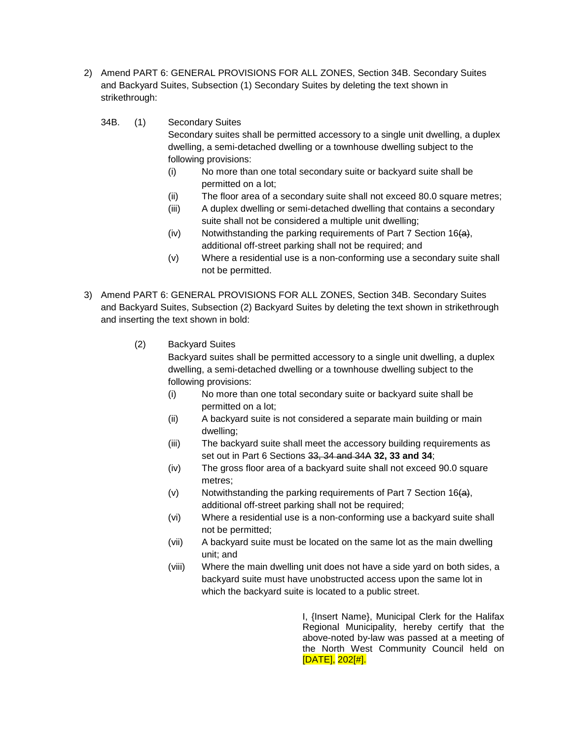2) Amend PART 6: GENERAL PROVISIONS FOR ALL ZONES, Section 34B. Secondary Suites and Backyard Suites, Subsection (1) Secondary Suites by deleting the text shown in strikethrough:

34B. (1) Secondary Suites

Secondary suites shall be permitted accessory to a single unit dwelling, a duplex dwelling, a semi-detached dwelling or a townhouse dwelling subject to the following provisions:

- (i) No more than one total secondary suite or backyard suite shall be permitted on a lot;
- (ii) The floor area of a secondary suite shall not exceed 80.0 square metres;
- (iii) A duplex dwelling or semi-detached dwelling that contains a secondary suite shall not be considered a multiple unit dwelling;
- (iv) Notwithstanding the parking requirements of Part 7 Section 16~~(a)~~, additional off-street parking shall not be required; and
- (v) Where a residential use is a non-conforming use a secondary suite shall not be permitted.

3) Amend PART 6: GENERAL PROVISIONS FOR ALL ZONES, Section 34B. Secondary Suites and Backyard Suites, Subsection (2) Backyard Suites by deleting the text shown in strikethrough and inserting the text shown in bold:

(2) Backyard Suites

Backyard suites shall be permitted accessory to a single unit dwelling, a duplex dwelling, a semi-detached dwelling or a townhouse dwelling subject to the following provisions:

- (i) No more than one total secondary suite or backyard suite shall be permitted on a lot;
- (ii) A backyard suite is not considered a separate main building or main dwelling;
- (iii) The backyard suite shall meet the accessory building requirements as set out in Part 6 Sections ~~33, 34 and 34A~~ **32, 33 and 34**;
- (iv) The gross floor area of a backyard suite shall not exceed 90.0 square metres;
- (v) Notwithstanding the parking requirements of Part 7 Section 16~~(a)~~, additional off-street parking shall not be required;
- (vi) Where a residential use is a non-conforming use a backyard suite shall not be permitted;
- (vii) A backyard suite must be located on the same lot as the main dwelling unit; and
- (viii) Where the main dwelling unit does not have a side yard on both sides, a backyard suite must have unobstructed access upon the same lot in which the backyard suite is located to a public street.

I, {Insert Name}, Municipal Clerk for the Halifax Regional Municipality, hereby certify that the above-noted by-law was passed at a meeting of the North West Community Council held on [DATE], 202[#].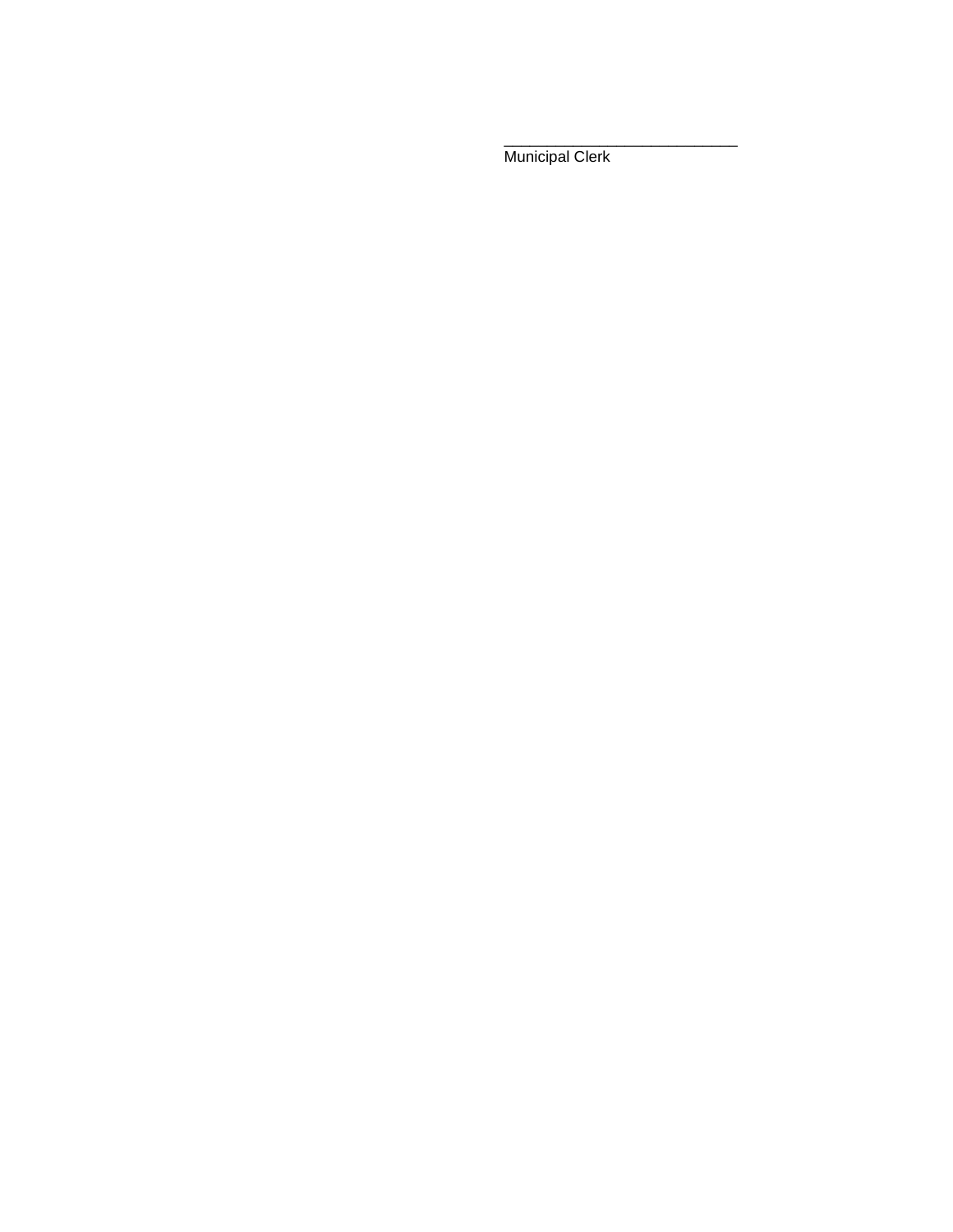____________________________
Municipal Clerk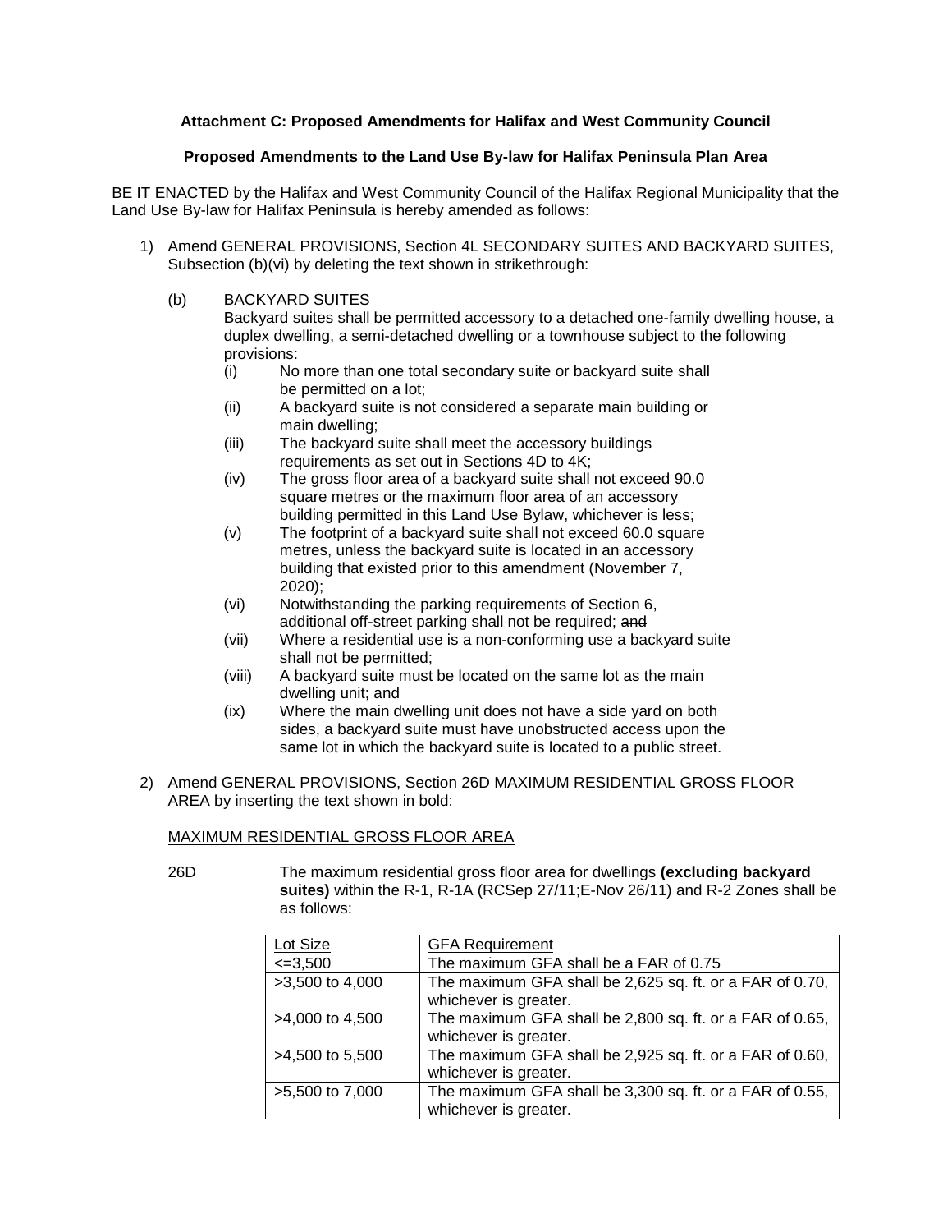**Attachment C: Proposed Amendments for Halifax and West Community Council**

**Proposed Amendments to the Land Use By-law for Halifax Peninsula Plan Area**

BE IT ENACTED by the Halifax and West Community Council of the Halifax Regional Municipality that the Land Use By-law for Halifax Peninsula is hereby amended as follows:

1) Amend GENERAL PROVISIONS, Section 4L SECONDARY SUITES AND BACKYARD SUITES, Subsection (b)(vi) by deleting the text shown in strikethrough:

   (b) BACKYARD SUITES
   Backyard suites shall be permitted accessory to a detached one-family dwelling house, a duplex dwelling, a semi-detached dwelling or a townhouse subject to the following provisions:
   
   (i) No more than one total secondary suite or backyard suite shall be permitted on a lot;
   
   (ii) A backyard suite is not considered a separate main building or main dwelling;
   
   (iii) The backyard suite shall meet the accessory buildings requirements as set out in Sections 4D to 4K;
   
   (iv) The gross floor area of a backyard suite shall not exceed 90.0 square metres or the maximum floor area of an accessory building permitted in this Land Use Bylaw, whichever is less;
   
   (v) The footprint of a backyard suite shall not exceed 60.0 square metres, unless the backyard suite is located in an accessory building that existed prior to this amendment (November 7, 2020);
   
   (vi) Notwithstanding the parking requirements of Section 6, additional off-street parking shall not be required; ~~and~~
   
   (vii) Where a residential use is a non-conforming use a backyard suite shall not be permitted;
   
   (viii) A backyard suite must be located on the same lot as the main dwelling unit; and
   
   (ix) Where the main dwelling unit does not have a side yard on both sides, a backyard suite must have unobstructed access upon the same lot in which the backyard suite is located to a public street.

2) Amend GENERAL PROVISIONS, Section 26D MAXIMUM RESIDENTIAL GROSS FLOOR AREA by inserting the text shown in bold:

   MAXIMUM RESIDENTIAL GROSS FLOOR AREA

   26D The maximum residential gross floor area for dwellings **(excluding backyard suites)** within the R-1, R-1A (RCSep 27/11;E-Nov 26/11) and R-2 Zones shall be as follows:

| Lot Size | GFA Requirement |
|---|---|
| <=3,500 | The maximum GFA shall be a FAR of 0.75 |
| >3,500 to 4,000 | The maximum GFA shall be 2,625 sq. ft. or a FAR of 0.70, whichever is greater. |
| >4,000 to 4,500 | The maximum GFA shall be 2,800 sq. ft. or a FAR of 0.65, whichever is greater. |
| >4,500 to 5,500 | The maximum GFA shall be 2,925 sq. ft. or a FAR of 0.60, whichever is greater. |
| >5,500 to 7,000 | The maximum GFA shall be 3,300 sq. ft. or a FAR of 0.55, whichever is greater. |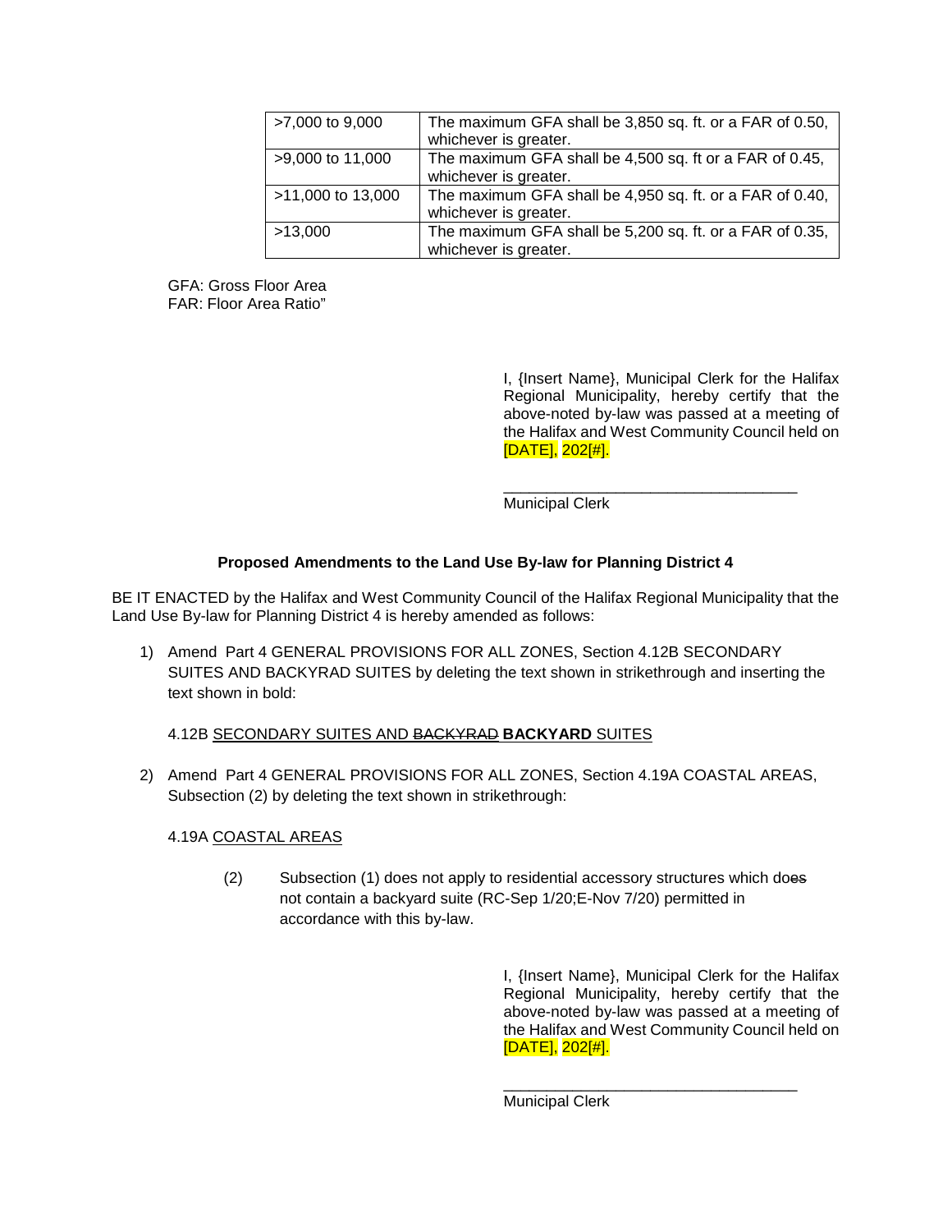| >7,000 to 9,000 | The maximum GFA shall be 3,850 sq. ft. or a FAR of 0.50, whichever is greater. |
|---|---|
| >9,000 to 11,000 | The maximum GFA shall be 4,500 sq. ft or a FAR of 0.45, whichever is greater. |
| >11,000 to 13,000 | The maximum GFA shall be 4,950 sq. ft. or a FAR of 0.40, whichever is greater. |
| >13,000 | The maximum GFA shall be 5,200 sq. ft. or a FAR of 0.35, whichever is greater. |

GFA: Gross Floor Area
FAR: Floor Area Ratio"

I, {Insert Name}, Municipal Clerk for the Halifax Regional Municipality, hereby certify that the above-noted by-law was passed at a meeting of the Halifax and West Community Council held on [DATE], 202[#].

\_\_\_\_\_\_\_\_\_\_\_\_\_\_\_\_\_\_\_\_\_\_\_\_\_\_\_\_\_\_\_\_\_\_
Municipal Clerk

**Proposed Amendments to the Land Use By-law for Planning District 4**

BE IT ENACTED by the Halifax and West Community Council of the Halifax Regional Municipality that the Land Use By-law for Planning District 4 is hereby amended as follows:

1) Amend Part 4 GENERAL PROVISIONS FOR ALL ZONES, Section 4.12B SECONDARY SUITES AND BACKYRAD SUITES by deleting the text shown in strikethrough and inserting the text shown in bold:

   4.12B SECONDARY SUITES AND ~~BACKYRAD~~ **BACKYARD** SUITES

2) Amend Part 4 GENERAL PROVISIONS FOR ALL ZONES, Section 4.19A COASTAL AREAS, Subsection (2) by deleting the text shown in strikethrough:

   4.19A COASTAL AREAS

   (2) Subsection (1) does not apply to residential accessory structures which do~~es~~ not contain a backyard suite (RC-Sep 1/20;E-Nov 7/20) permitted in accordance with this by-law.

I, {Insert Name}, Municipal Clerk for the Halifax Regional Municipality, hereby certify that the above-noted by-law was passed at a meeting of the Halifax and West Community Council held on [DATE], 202[#].

\_\_\_\_\_\_\_\_\_\_\_\_\_\_\_\_\_\_\_\_\_\_\_\_\_\_\_\_\_\_\_\_\_\_
Municipal Clerk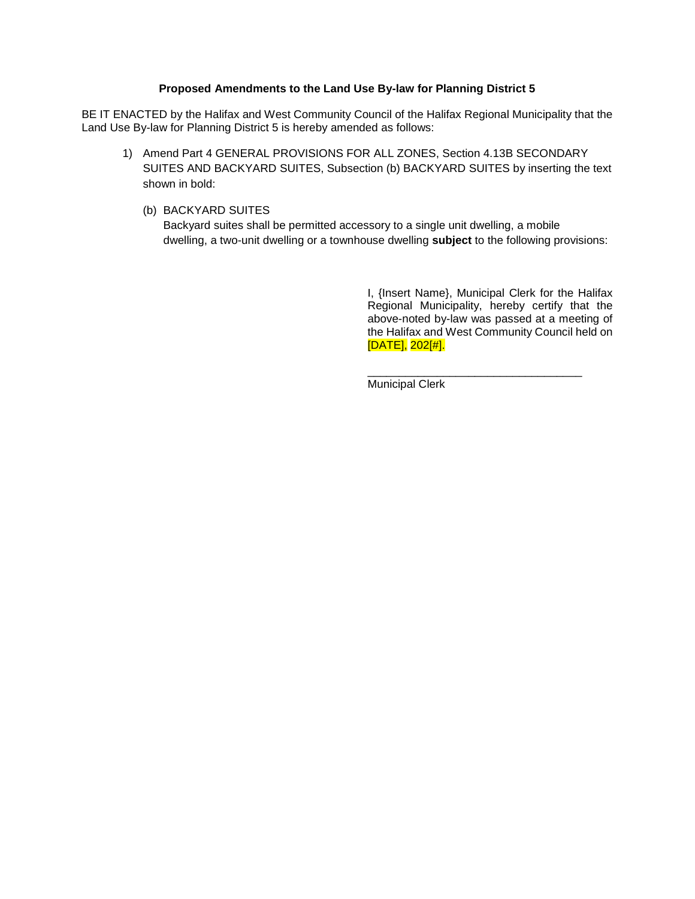**Proposed Amendments to the Land Use By-law for Planning District 5**

BE IT ENACTED by the Halifax and West Community Council of the Halifax Regional Municipality that the Land Use By-law for Planning District 5 is hereby amended as follows:

1) Amend Part 4 GENERAL PROVISIONS FOR ALL ZONES, Section 4.13B SECONDARY SUITES AND BACKYARD SUITES, Subsection (b) BACKYARD SUITES by inserting the text shown in bold:

   (b) BACKYARD SUITES
   Backyard suites shall be permitted accessory to a single unit dwelling, a mobile dwelling, a two-unit dwelling or a townhouse dwelling **subject** to the following provisions:

I, {Insert Name}, Municipal Clerk for the Halifax Regional Municipality, hereby certify that the above-noted by-law was passed at a meeting of the Halifax and West Community Council held on [DATE], 202[#].

\_\_\_\_\_\_\_\_\_\_\_\_\_\_\_\_\_\_\_\_\_\_\_\_\_\_\_\_\_\_\_\_\_\_
Municipal Clerk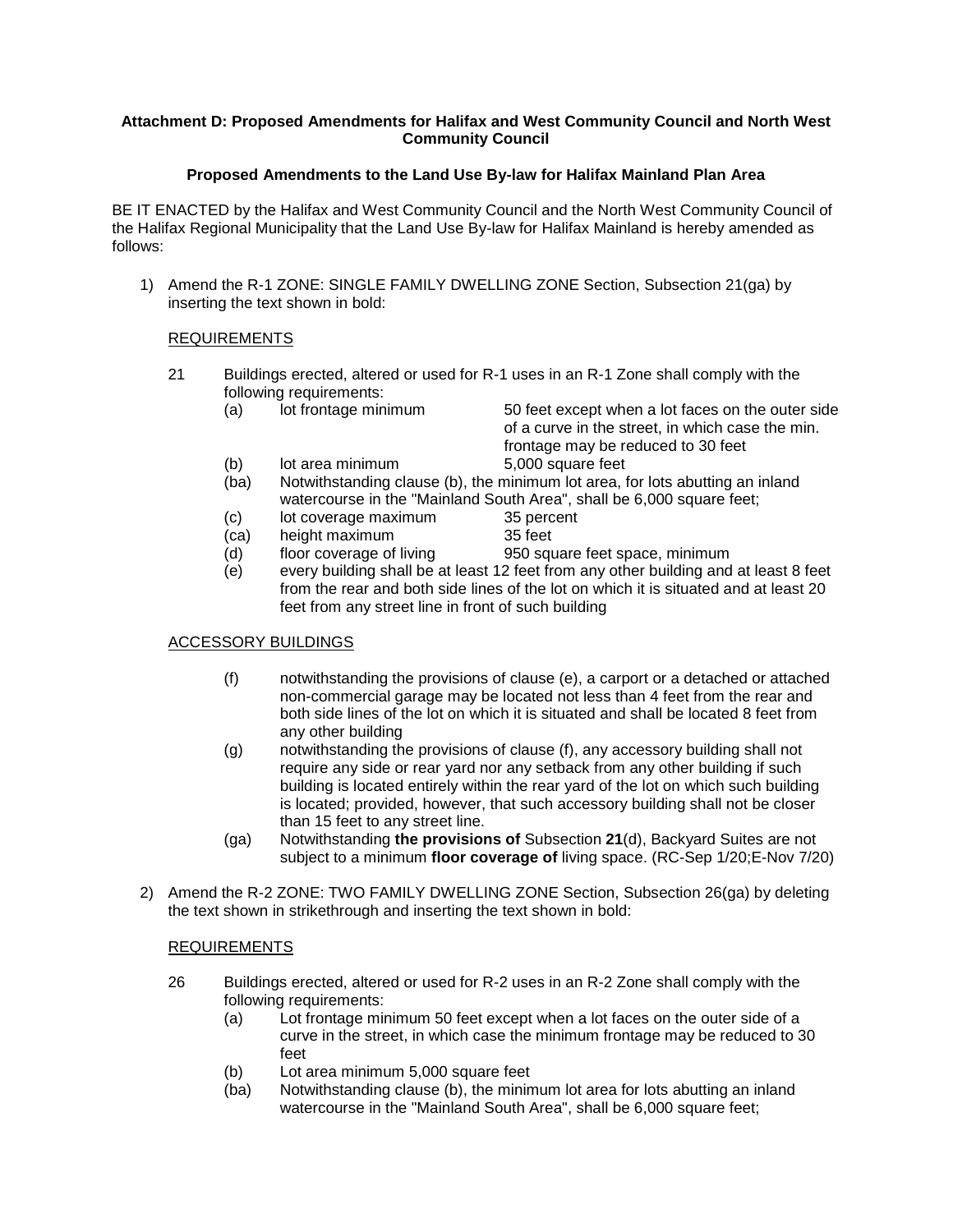**Attachment D: Proposed Amendments for Halifax and West Community Council and North West Community Council**

**Proposed Amendments to the Land Use By-law for Halifax Mainland Plan Area**

BE IT ENACTED by the Halifax and West Community Council and the North West Community Council of the Halifax Regional Municipality that the Land Use By-law for Halifax Mainland is hereby amended as follows:

1) Amend the R-1 ZONE: SINGLE FAMILY DWELLING ZONE Section, Subsection 21(ga) by inserting the text shown in bold:

<u>REQUIREMENTS</u>

21 Buildings erected, altered or used for R-1 uses in an R-1 Zone shall comply with the following requirements:

(a) lot frontage minimum 50 feet except when a lot faces on the outer side of a curve in the street, in which case the min. frontage may be reduced to 30 feet

(b) lot area minimum 5,000 square feet

(ba) Notwithstanding clause (b), the minimum lot area, for lots abutting an inland watercourse in the "Mainland South Area", shall be 6,000 square feet;

(c) lot coverage maximum 35 percent

(ca) height maximum 35 feet

(d) floor coverage of living 950 square feet space, minimum

(e) every building shall be at least 12 feet from any other building and at least 8 feet from the rear and both side lines of the lot on which it is situated and at least 20 feet from any street line in front of such building

<u>ACCESSORY BUILDINGS</u>

(f) notwithstanding the provisions of clause (e), a carport or a detached or attached non-commercial garage may be located not less than 4 feet from the rear and both side lines of the lot on which it is situated and shall be located 8 feet from any other building

(g) notwithstanding the provisions of clause (f), any accessory building shall not require any side or rear yard nor any setback from any other building if such building is located entirely within the rear yard of the lot on which such building is located; provided, however, that such accessory building shall not be closer than 15 feet to any street line.

(ga) Notwithstanding **the provisions of** Subsection **21**(d), Backyard Suites are not subject to a minimum **floor coverage of** living space. (RC-Sep 1/20;E-Nov 7/20)

2) Amend the R-2 ZONE: TWO FAMILY DWELLING ZONE Section, Subsection 26(ga) by deleting the text shown in strikethrough and inserting the text shown in bold:

<u>REQUIREMENTS</u>

26 Buildings erected, altered or used for R-2 uses in an R-2 Zone shall comply with the following requirements:

(a) Lot frontage minimum 50 feet except when a lot faces on the outer side of a curve in the street, in which case the minimum frontage may be reduced to 30 feet

(b) Lot area minimum 5,000 square feet

(ba) Notwithstanding clause (b), the minimum lot area for lots abutting an inland watercourse in the "Mainland South Area", shall be 6,000 square feet;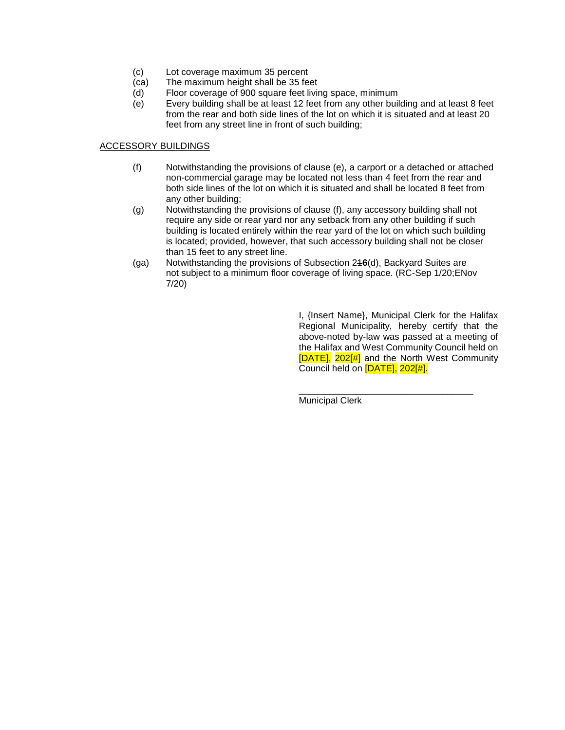(c) Lot coverage maximum 35 percent
(ca) The maximum height shall be 35 feet
(d) Floor coverage of 900 square feet living space, minimum
(e) Every building shall be at least 12 feet from any other building and at least 8 feet from the rear and both side lines of the lot on which it is situated and at least 20 feet from any street line in front of such building;

ACCESSORY BUILDINGS

(f) Notwithstanding the provisions of clause (e), a carport or a detached or attached non-commercial garage may be located not less than 4 feet from the rear and both side lines of the lot on which it is situated and shall be located 8 feet from any other building;
(g) Notwithstanding the provisions of clause (f), any accessory building shall not require any side or rear yard nor any setback from any other building if such building is located entirely within the rear yard of the lot on which such building is located; provided, however, that such accessory building shall not be closer than 15 feet to any street line.
(ga) Notwithstanding the provisions of Subsection 2~~1~~**6**(d), Backyard Suites are not subject to a minimum floor coverage of living space. (RC-Sep 1/20;ENov 7/20)

I, {Insert Name}, Municipal Clerk for the Halifax Regional Municipality, hereby certify that the above-noted by-law was passed at a meeting of the Halifax and West Community Council held on [DATE], 202[#] and the North West Community Council held on [DATE], 202[#].

\_\_\_\_\_\_\_\_\_\_\_\_\_\_\_\_\_\_\_\_\_\_\_\_\_\_\_\_\_\_\_\_\_\_
Municipal Clerk